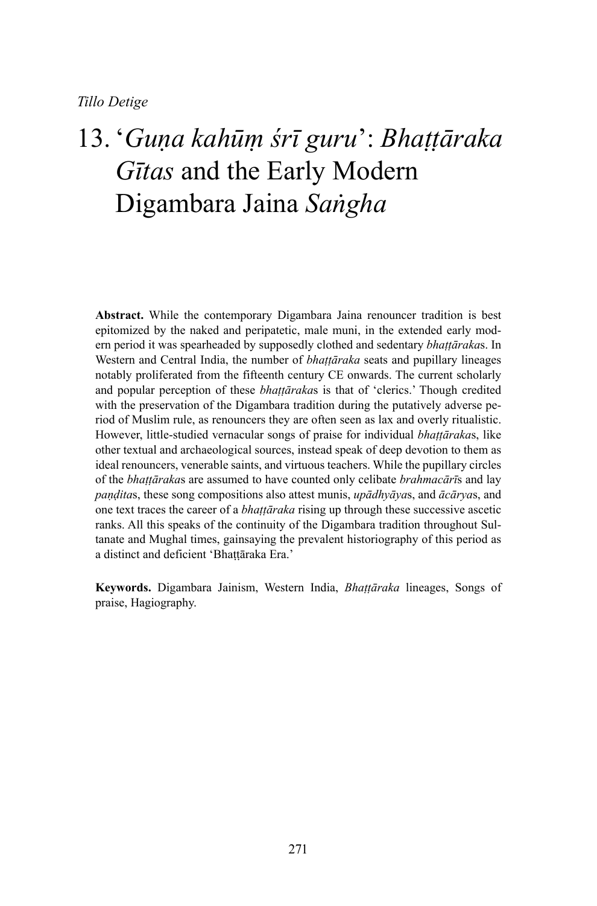*Tillo Detige*

# 13. '*Guṇa kahūṃ śrī guru*': *Bhaṭṭāraka Gītas* and the Early Modern Digambara Jaina *Saṅgha*

**Abstract.** While the contemporary Digambara Jaina renouncer tradition is best epitomized by the naked and peripatetic, male muni, in the extended early modern period it was spearheaded by supposedly clothed and sedentary *bhaṭṭāraka*s. In Western and Central India, the number of *bhaṭṭāraka* seats and pupillary lineages notably proliferated from the fifteenth century CE onwards. The current scholarly and popular perception of these *bhaṭṭāraka*s is that of 'clerics.' Though credited with the preservation of the Digambara tradition during the putatively adverse period of Muslim rule, as renouncers they are often seen as lax and overly ritualistic. However, little-studied vernacular songs of praise for individual *bhaṭṭāraka*s, like other textual and archaeological sources, instead speak of deep devotion to them as ideal renouncers, venerable saints, and virtuous teachers. While the pupillary circles of the *bhaṭṭāraka*s are assumed to have counted only celibate *brahmacārī*s and lay *paṇḍita*s, these song compositions also attest munis, *upādhyāya*s, and *ācārya*s, and one text traces the career of a *bhaṭṭāraka* rising up through these successive ascetic ranks. All this speaks of the continuity of the Digambara tradition throughout Sultanate and Mughal times, gainsaying the prevalent historiography of this period as a distinct and deficient 'Bhaṭṭāraka Era.'

**Keywords.** Digambara Jainism, Western India, *Bhaṭṭāraka* lineages, Songs of praise, Hagiography.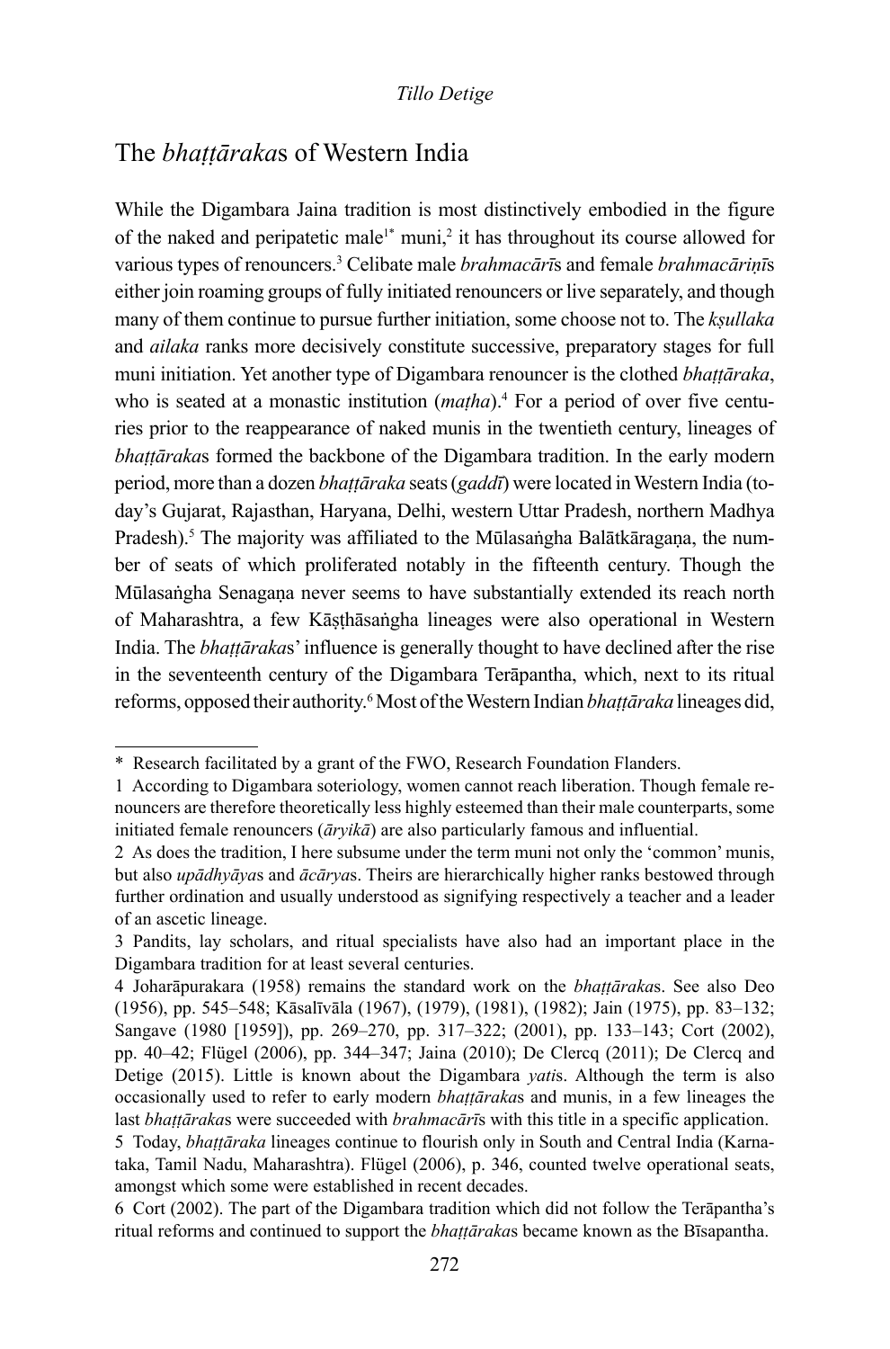# The *bhaṭṭāraka*s of Western India

While the Digambara Jaina tradition is most distinctively embodied in the figure of the naked and peripatetic male[1*] muni,[2] it has throughout its course allowed for various types of renouncers.[3] Celibate male *brahmacārī*s and female *brahmacāriṇī*s either join roaming groups of fully initiated renouncers or live separately, and though many of them continue to pursue further initiation, some choose not to. The *kṣullaka* and *ailaka* ranks more decisively constitute successive, preparatory stages for full muni initiation. Yet another type of Digambara renouncer is the clothed *bhaṭṭāraka*, who is seated at a monastic institution (*maṭha*).[4] For a period of over five centuries prior to the reappearance of naked munis in the twentieth century, lineages of *bhaṭṭāraka*s formed the backbone of the Digambara tradition. In the early modern period, more than a dozen *bhaṭṭāraka* seats (*gaddī*) were located in Western India (today's Gujarat, Rajasthan, Haryana, Delhi, western Uttar Pradesh, northern Madhya Pradesh).[5] The majority was affiliated to the Mūlasaṅgha Balātkāragaṇa, the number of seats of which proliferated notably in the fifteenth century. Though the Mūlasaṅgha Senagaṇa never seems to have substantially extended its reach north of Maharashtra, a few Kāṣṭhāsaṅgha lineages were also operational in Western India. The *bhaṭṭāraka*s' influence is generally thought to have declined after the rise in the seventeenth century of the Digambara Terāpantha, which, next to its ritual reforms, opposed their authority.[6] Most of the Western Indian *bhaṭṭāraka* lineages did,

---

* Research facilitated by a grant of the FWO, Research Foundation Flanders.

1 According to Digambara soteriology, women cannot reach liberation. Though female renouncers are therefore theoretically less highly esteemed than their male counterparts, some initiated female renouncers (*āryikā*) are also particularly famous and influential.

2 As does the tradition, I here subsume under the term muni not only the 'common' munis, but also *upādhyāya*s and *ācārya*s. Theirs are hierarchically higher ranks bestowed through further ordination and usually understood as signifying respectively a teacher and a leader of an ascetic lineage.

3 Pandits, lay scholars, and ritual specialists have also had an important place in the Digambara tradition for at least several centuries.

4 Joharāpurakara (1958) remains the standard work on the *bhaṭṭāraka*s. See also Deo (1956), pp. 545–548; Kāsalīvāla (1967), (1979), (1981), (1982); Jain (1975), pp. 83–132; Sangave (1980 [1959]), pp. 269–270, pp. 317–322; (2001), pp. 133–143; Cort (2002), pp. 40–42; Flügel (2006), pp. 344–347; Jaina (2010); De Clercq (2011); De Clercq and Detige (2015). Little is known about the Digambara *yati*s. Although the term is also occasionally used to refer to early modern *bhaṭṭāraka*s and munis, in a few lineages the last *bhaṭṭāraka*s were succeeded with *brahmacārī*s with this title in a specific application.

5 Today, *bhaṭṭāraka* lineages continue to flourish only in South and Central India (Karnataka, Tamil Nadu, Maharashtra). Flügel (2006), p. 346, counted twelve operational seats, amongst which some were established in recent decades.

6 Cort (2002). The part of the Digambara tradition which did not follow the Terāpantha's ritual reforms and continued to support the *bhaṭṭāraka*s became known as the Bīsapantha.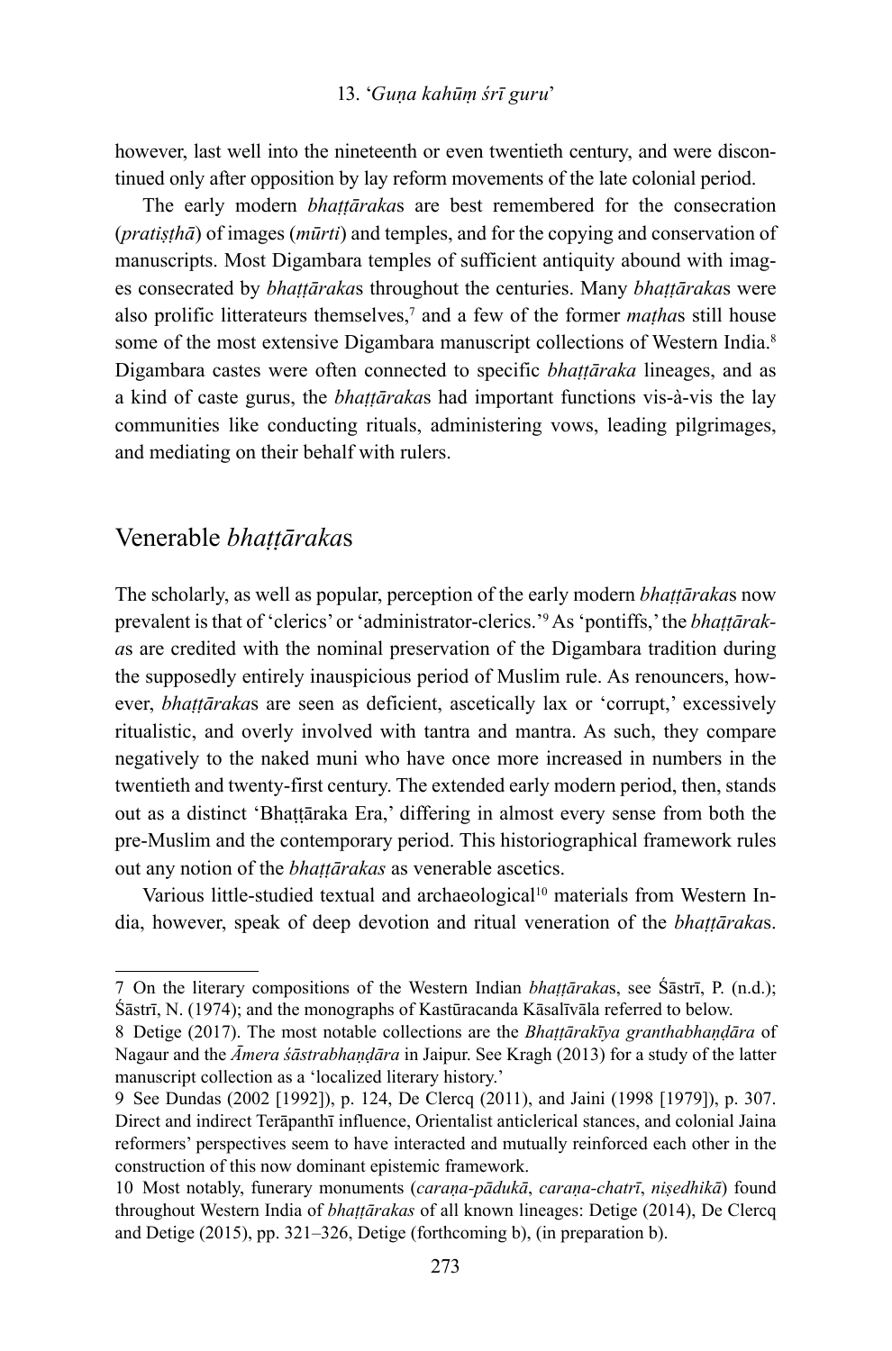however, last well into the nineteenth or even twentieth century, and were discontinued only after opposition by lay reform movements of the late colonial period.

The early modern *bhaṭṭāraka*s are best remembered for the consecration (*pratiṣṭhā*) of images (*mūrti*) and temples, and for the copying and conservation of manuscripts. Most Digambara temples of sufficient antiquity abound with images consecrated by *bhaṭṭāraka*s throughout the centuries. Many *bhaṭṭāraka*s were also prolific litterateurs themselves,[7] and a few of the former *maṭha*s still house some of the most extensive Digambara manuscript collections of Western India.[8] Digambara castes were often connected to specific *bhaṭṭāraka* lineages, and as a kind of caste gurus, the *bhaṭṭāraka*s had important functions vis-à-vis the lay communities like conducting rituals, administering vows, leading pilgrimages, and mediating on their behalf with rulers.

## Venerable *bhaṭṭāraka*s

The scholarly, as well as popular, perception of the early modern *bhaṭṭāraka*s now prevalent is that of 'clerics' or 'administrator-clerics.'[9] As 'pontiffs,' the *bhaṭṭāraka*s are credited with the nominal preservation of the Digambara tradition during the supposedly entirely inauspicious period of Muslim rule. As renouncers, however, *bhaṭṭāraka*s are seen as deficient, ascetically lax or 'corrupt,' excessively ritualistic, and overly involved with tantra and mantra. As such, they compare negatively to the naked muni who have once more increased in numbers in the twentieth and twenty-first century. The extended early modern period, then, stands out as a distinct 'Bhaṭṭāraka Era,' differing in almost every sense from both the pre-Muslim and the contemporary period. This historiographical framework rules out any notion of the *bhaṭṭārakas* as venerable ascetics.

Various little-studied textual and archaeological[10] materials from Western India, however, speak of deep devotion and ritual veneration of the *bhaṭṭāraka*s.

---

7 On the literary compositions of the Western Indian *bhaṭṭāraka*s, see Śāstrī, P. (n.d.); Śāstrī, N. (1974); and the monographs of Kastūracanda Kāsalīvāla referred to below.

8 Detige (2017). The most notable collections are the *Bhaṭṭārakīya granthabhaṇḍāra* of Nagaur and the *Āmera śāstrabhaṇḍāra* in Jaipur. See Kragh (2013) for a study of the latter manuscript collection as a 'localized literary history.'

9 See Dundas (2002 [1992]), p. 124, De Clercq (2011), and Jaini (1998 [1979]), p. 307. Direct and indirect Terāpanthī influence, Orientalist anticlerical stances, and colonial Jaina reformers' perspectives seem to have interacted and mutually reinforced each other in the construction of this now dominant epistemic framework.

10 Most notably, funerary monuments (*caraṇa-pādukā*, *caraṇa-chatrī*, *niṣedhikā*) found throughout Western India of *bhaṭṭārakas* of all known lineages: Detige (2014), De Clercq and Detige (2015), pp. 321–326, Detige (forthcoming b), (in preparation b).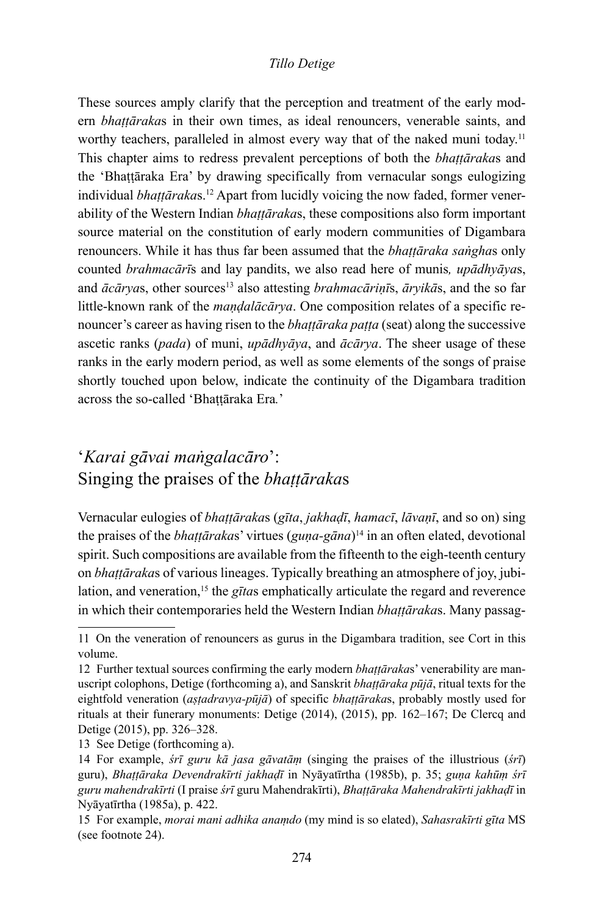These sources amply clarify that the perception and treatment of the early modern *bhaṭṭāraka*s in their own times, as ideal renouncers, venerable saints, and worthy teachers, paralleled in almost every way that of the naked muni today.[11] This chapter aims to redress prevalent perceptions of both the *bhaṭṭāraka*s and the 'Bhaṭṭāraka Era' by drawing specifically from vernacular songs eulogizing individual *bhaṭṭāraka*s.[12] Apart from lucidly voicing the now faded, former venerability of the Western Indian *bhaṭṭāraka*s, these compositions also form important source material on the constitution of early modern communities of Digambara renouncers. While it has thus far been assumed that the *bhaṭṭāraka saṅgha*s only counted *brahmacārī*s and lay pandits, we also read here of munis*, upādhyāya*s, and *ācārya*s, other sources[13] also attesting *brahmacāriṇī*s, *āryikā*s, and the so far little-known rank of the *maṇḍalācārya*. One composition relates of a specific renouncer's career as having risen to the *bhaṭṭāraka paṭṭa* (seat) along the successive ascetic ranks (*pada*) of muni, *upādhyāya*, and *ācārya*. The sheer usage of these ranks in the early modern period, as well as some elements of the songs of praise shortly touched upon below, indicate the continuity of the Digambara tradition across the so-called 'Bhaṭṭāraka Era.'

## '*Karai gāvai maṅgalacāro*': Singing the praises of the *bhaṭṭāraka*s

Vernacular eulogies of *bhaṭṭāraka*s (*gīta*, *jakhaḍī*, *hamacī*, *lāvaṇī*, and so on) sing the praises of the *bhaṭṭāraka*s' virtues (*guṇa-gāna*)[14] in an often elated, devotional spirit. Such compositions are available from the fifteenth to the eigh-teenth century on *bhaṭṭāraka*s of various lineages. Typically breathing an atmosphere of joy, jubilation, and veneration,[15] the *gīta*s emphatically articulate the regard and reverence in which their contemporaries held the Western Indian *bhaṭṭāraka*s. Many passag-

---

11 On the veneration of renouncers as gurus in the Digambara tradition, see Cort in this volume.

12 Further textual sources confirming the early modern *bhaṭṭāraka*s' venerability are manuscript colophons, Detige (forthcoming a), and Sanskrit *bhaṭṭāraka pūjā*, ritual texts for the eightfold veneration (*aṣṭadravya-pūjā*) of specific *bhaṭṭāraka*s, probably mostly used for rituals at their funerary monuments: Detige (2014), (2015), pp. 162–167; De Clercq and Detige (2015), pp. 326–328.

13 See Detige (forthcoming a).

14 For example, *śrī guru kā jasa gāvatāṃ* (singing the praises of the illustrious (*śrī*) guru), *Bhaṭṭāraka Devendrakīrti jakhaḍī* in Nyāyatīrtha (1985b), p. 35; *guṇa kahūṃ śrī guru mahendrakīrti* (I praise *śrī* guru Mahendrakīrti), *Bhaṭṭāraka Mahendrakīrti jakhaḍī* in Nyāyatīrtha (1985a), p. 422.

15 For example, *morai mani adhika anaṃdo* (my mind is so elated), *Sahasrakīrti gīta* MS (see footnote 24).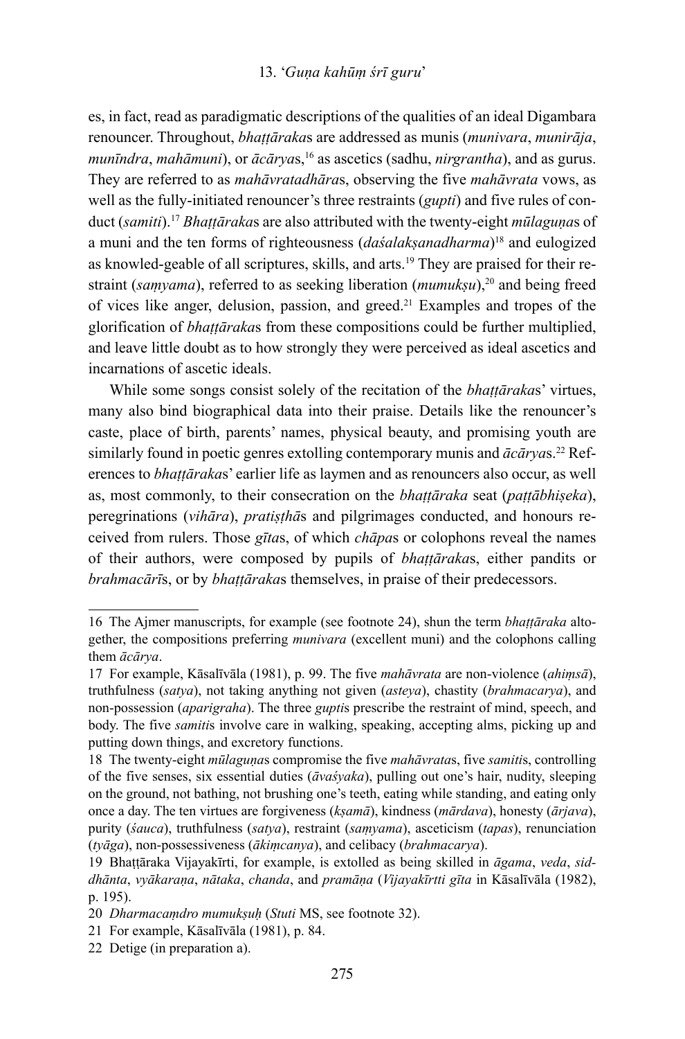es, in fact, read as paradigmatic descriptions of the qualities of an ideal Digambara renouncer. Throughout, *bhaṭṭāraka*s are addressed as munis (*munivara*, *munirāja*, *munīndra*, *mahāmuni*), or *ācārya*s,[16] as ascetics (sadhu, *nirgrantha*), and as gurus. They are referred to as *mahāvratadhāra*s, observing the five *mahāvrata* vows, as well as the fully-initiated renouncer's three restraints (*gupti*) and five rules of conduct (*samiti*).[17] *Bhaṭṭāraka*s are also attributed with the twenty-eight *mūlaguṇa*s of a muni and the ten forms of righteousness (*daśalakṣanadharma*)[18] and eulogized as knowled-geable of all scriptures, skills, and arts.[19] They are praised for their restraint (*saṃyama*), referred to as seeking liberation (*mumukṣu*),[20] and being freed of vices like anger, delusion, passion, and greed.[21] Examples and tropes of the glorification of *bhaṭṭāraka*s from these compositions could be further multiplied, and leave little doubt as to how strongly they were perceived as ideal ascetics and incarnations of ascetic ideals.

While some songs consist solely of the recitation of the *bhaṭṭāraka*s' virtues, many also bind biographical data into their praise. Details like the renouncer's caste, place of birth, parents' names, physical beauty, and promising youth are similarly found in poetic genres extolling contemporary munis and *ācārya*s.[22] References to *bhaṭṭāraka*s' earlier life as laymen and as renouncers also occur, as well as, most commonly, to their consecration on the *bhaṭṭāraka* seat (*paṭṭābhiṣeka*), peregrinations (*vihāra*), *pratiṣṭhā*s and pilgrimages conducted, and honours received from rulers. Those *gīta*s, of which *chāpa*s or colophons reveal the names of their authors, were composed by pupils of *bhaṭṭāraka*s, either pandits or *brahmacārī*s, or by *bhaṭṭāraka*s themselves, in praise of their predecessors.

---

16 The Ajmer manuscripts, for example (see footnote 24), shun the term *bhaṭṭāraka* altogether, the compositions preferring *munivara* (excellent muni) and the colophons calling them *ācārya*.

17 For example, Kāsalīvāla (1981), p. 99. The five *mahāvrata* are non-violence (*ahiṃsā*), truthfulness (*satya*), not taking anything not given (*asteya*), chastity (*brahmacarya*), and non-possession (*aparigraha*). The three *gupti*s prescribe the restraint of mind, speech, and body. The five *samiti*s involve care in walking, speaking, accepting alms, picking up and putting down things, and excretory functions.

18 The twenty-eight *mūlaguṇa*s compromise the five *mahāvrata*s, five *samiti*s, controlling of the five senses, six essential duties (*āvaśyaka*), pulling out one's hair, nudity, sleeping on the ground, not bathing, not brushing one's teeth, eating while standing, and eating only once a day. The ten virtues are forgiveness (*kṣamā*), kindness (*mārdava*), honesty (*ārjava*), purity (*śauca*), truthfulness (*satya*), restraint (*saṃyama*), asceticism (*tapas*), renunciation (*tyāga*), non-possessiveness (*ākiṃcanya*), and celibacy (*brahmacarya*).

19 Bhaṭṭāraka Vijayakīrti, for example, is extolled as being skilled in *āgama*, *veda*, *siddhānta*, *vyākaraṇa*, *nātaka*, *chanda*, and *pramāṇa* (*Vijayakīrtti gīta* in Kāsalīvāla (1982), p. 195).

20 *Dharmacaṃdro mumukṣuḥ* (*Stuti* MS, see footnote 32).

21 For example, Kāsalīvāla (1981), p. 84.

22 Detige (in preparation a).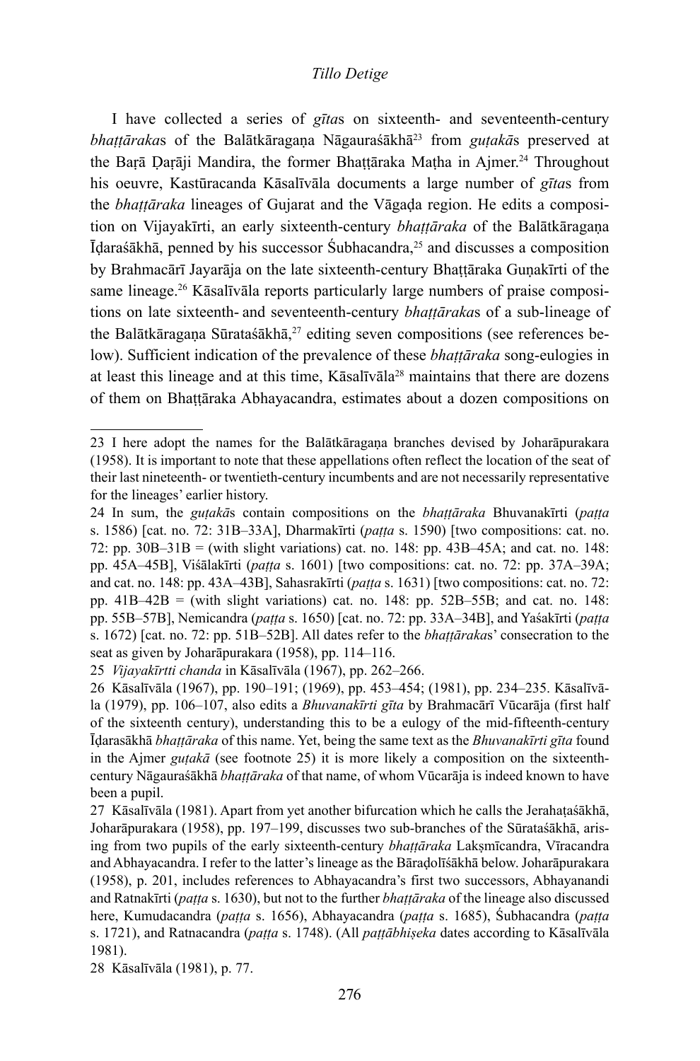I have collected a series of *gīta*s on sixteenth- and seventeenth-century *bhaṭṭāraka*s of the Balātkāragaṇa Nāgauraśākhā[23] from *guṭakā*s preserved at the Baṛā Ḍaṛāji Mandira, the former Bhaṭṭāraka Maṭha in Ajmer.[24] Throughout his oeuvre, Kastūracanda Kāsalīvāla documents a large number of *gīta*s from the *bhaṭṭāraka* lineages of Gujarat and the Vāgaḍa region. He edits a composition on Vijayakīrti, an early sixteenth-century *bhaṭṭāraka* of the Balātkāragaṇa Īḍaraśākhā, penned by his successor Śubhacandra,[25] and discusses a composition by Brahmacārī Jayarāja on the late sixteenth-century Bhaṭṭāraka Guṇakīrti of the same lineage.[26] Kāsalīvāla reports particularly large numbers of praise compositions on late sixteenth- and seventeenth-century *bhaṭṭāraka*s of a sub-lineage of the Balātkāragaṇa Sūrataśākhā,[27] editing seven compositions (see references below). Sufficient indication of the prevalence of these *bhaṭṭāraka* song-eulogies in at least this lineage and at this time, Kāsalīvāla[28] maintains that there are dozens of them on Bhaṭṭāraka Abhayacandra, estimates about a dozen compositions on

---

23 I here adopt the names for the Balātkāragaṇa branches devised by Joharāpurakara (1958). It is important to note that these appellations often reflect the location of the seat of their last nineteenth- or twentieth-century incumbents and are not necessarily representative for the lineages' earlier history.

24 In sum, the *guṭakā*s contain compositions on the *bhaṭṭāraka* Bhuvanakīrti (*paṭṭa* s. 1586) [cat. no. 72: 31B–33A], Dharmakīrti (*paṭṭa* s. 1590) [two compositions: cat. no. 72: pp. 30B–31B = (with slight variations) cat. no. 148: pp. 43B–45A; and cat. no. 148: pp. 45A–45B], Viśālakīrti (*paṭṭa* s. 1601) [two compositions: cat. no. 72: pp. 37A–39A; and cat. no. 148: pp. 43A–43B], Sahasrakīrti (*paṭṭa* s. 1631) [two compositions: cat. no. 72: pp. 41B–42B = (with slight variations) cat. no. 148: pp. 52B–55B; and cat. no. 148: pp. 55B–57B], Nemicandra (*paṭṭa* s. 1650) [cat. no. 72: pp. 33A–34B], and Yaśakīrti (*paṭṭa* s. 1672) [cat. no. 72: pp. 51B–52B]. All dates refer to the *bhaṭṭāraka*s' consecration to the seat as given by Joharāpurakara (1958), pp. 114–116.

25 *Vijayakīrtti chanda* in Kāsalīvāla (1967), pp. 262–266.

26 Kāsalīvāla (1967), pp. 190–191; (1969), pp. 453–454; (1981), pp. 234–235. Kāsalīvāla (1979), pp. 106–107, also edits a *Bhuvanakīrti gīta* by Brahmacārī Vūcarāja (first half of the sixteenth century), understanding this to be a eulogy of the mid-fifteenth-century Īḍarasākhā *bhaṭṭāraka* of this name. Yet, being the same text as the *Bhuvanakīrti gīta* found in the Ajmer *guṭakā* (see footnote 25) it is more likely a composition on the sixteenth-century Nāgauraśākhā *bhaṭṭāraka* of that name, of whom Vūcarāja is indeed known to have been a pupil.

27 Kāsalīvāla (1981). Apart from yet another bifurcation which he calls the Jerahaṭaśākhā, Joharāpurakara (1958), pp. 197–199, discusses two sub-branches of the Sūrataśākhā, arising from two pupils of the early sixteenth-century *bhaṭṭāraka* Lakṣmīcandra, Vīracandra and Abhayacandra. I refer to the latter's lineage as the Bāraḍolīśākhā below. Joharāpurakara (1958), p. 201, includes references to Abhayacandra's first two successors, Abhayanandi and Ratnakīrti (*paṭṭa* s. 1630), but not to the further *bhaṭṭāraka* of the lineage also discussed here, Kumudacandra (*paṭṭa* s. 1656), Abhayacandra (*paṭṭa* s. 1685), Śubhacandra (*paṭṭa* s. 1721), and Ratnacandra (*paṭṭa* s. 1748). (All *paṭṭābhiṣeka* dates according to Kāsalīvāla 1981).

28 Kāsalīvāla (1981), p. 77.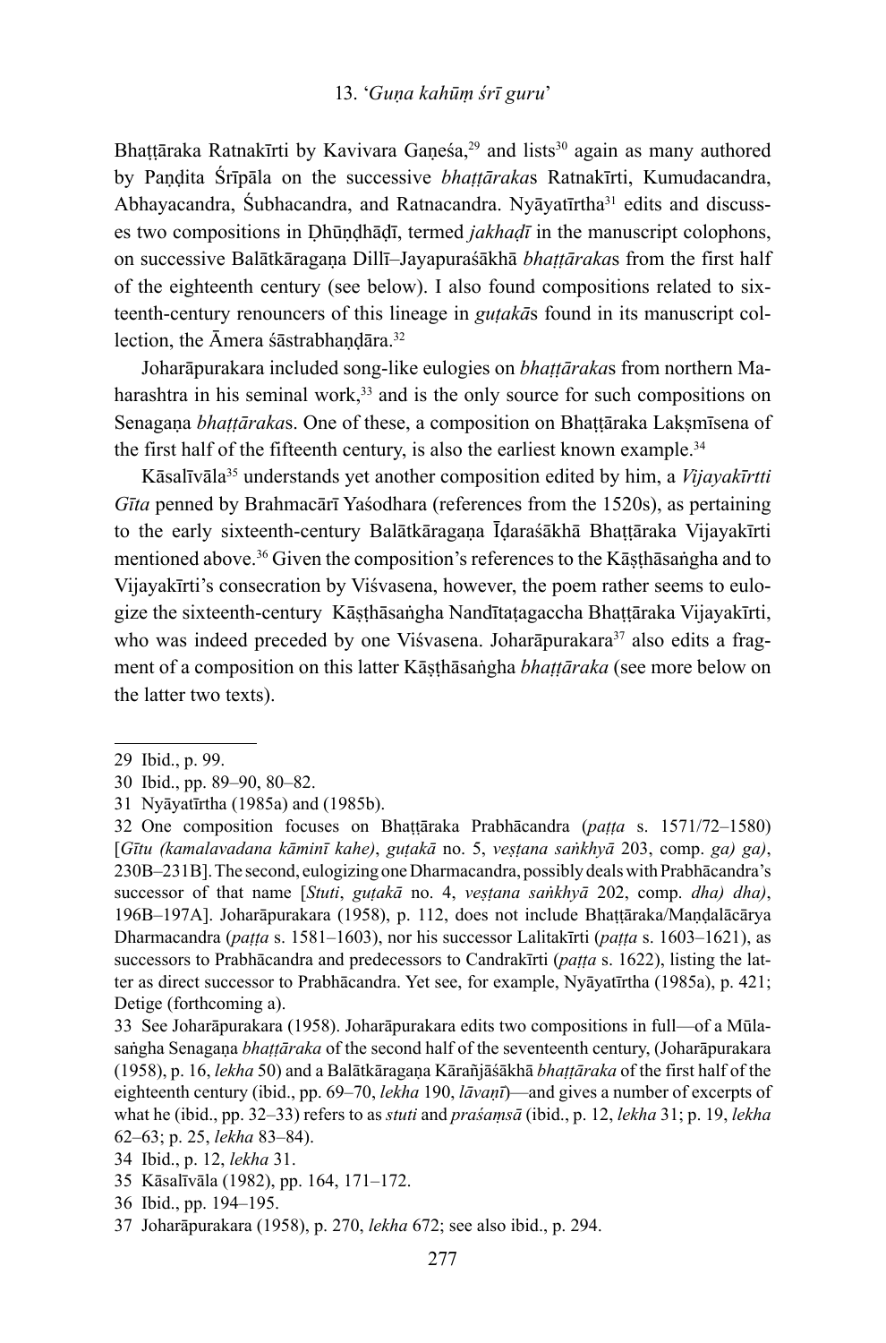Bhaṭṭāraka Ratnakīrti by Kavivara Gaṇeśa,[29] and lists[30] again as many authored by Paṇḍita Śrīpāla on the successive *bhaṭṭāraka*s Ratnakīrti, Kumudacandra, Abhayacandra, Śubhacandra, and Ratnacandra. Nyāyatīrtha[31] edits and discusses two compositions in Ḍhūṇḍhāḍī, termed *jakhaḍī* in the manuscript colophons, on successive Balātkāragaṇa Dillī–Jayapuraśākhā *bhaṭṭāraka*s from the first half of the eighteenth century (see below). I also found compositions related to sixteenth-century renouncers of this lineage in *guṭakā*s found in its manuscript collection, the Āmera śāstrabhaṇḍāra.[32]

Joharāpurakara included song-like eulogies on *bhaṭṭāraka*s from northern Maharashtra in his seminal work,[33] and is the only source for such compositions on Senagaṇa *bhaṭṭāraka*s. One of these, a composition on Bhaṭṭāraka Lakṣmīsena of the first half of the fifteenth century, is also the earliest known example.[34]

Kāsalīvāla[35] understands yet another composition edited by him, a *Vijayakīrtti Gīta* penned by Brahmacārī Yaśodhara (references from the 1520s), as pertaining to the early sixteenth-century Balātkāragaṇa Īḍaraśākhā Bhaṭṭāraka Vijayakīrti mentioned above.[36] Given the composition's references to the Kāṣṭhāsaṅgha and to Vijayakīrti's consecration by Viśvasena, however, the poem rather seems to eulogize the sixteenth-century Kāṣṭhāsaṅgha Nandītaṭagaccha Bhaṭṭāraka Vijayakīrti, who was indeed preceded by one Viśvasena. Joharāpurakara[37] also edits a fragment of a composition on this latter Kāṣṭhāsaṅgha *bhaṭṭāraka* (see more below on the latter two texts).

---

29 Ibid., p. 99.

30 Ibid., pp. 89–90, 80–82.

31 Nyāyatīrtha (1985a) and (1985b).

32 One composition focuses on Bhaṭṭāraka Prabhācandra (*paṭṭa* s. 1571/72–1580) [*Gītu (kamalavadana kāminī kahe)*, *guṭakā* no. 5, *veṣṭana saṅkhyā* 203, comp. *ga) ga)*, 230B–231B]. The second, eulogizing one Dharmacandra, possibly deals with Prabhācandra's successor of that name [*Stuti*, *guṭakā* no. 4, *veṣṭana saṅkhyā* 202, comp. *dha) dha)*, 196B–197A]. Joharāpurakara (1958), p. 112, does not include Bhaṭṭāraka/Maṇḍalācārya Dharmacandra (*paṭṭa* s. 1581–1603), nor his successor Lalitakīrti (*paṭṭa* s. 1603–1621), as successors to Prabhācandra and predecessors to Candrakīrti (*paṭṭa* s. 1622), listing the latter as direct successor to Prabhācandra. Yet see, for example, Nyāyatīrtha (1985a), p. 421; Detige (forthcoming a).

33 See Joharāpurakara (1958). Joharāpurakara edits two compositions in full—of a Mūlasaṅgha Senagaṇa *bhaṭṭāraka* of the second half of the seventeenth century, (Joharāpurakara (1958), p. 16, *lekha* 50) and a Balātkāragaṇa Kārañjāśākhā *bhaṭṭāraka* of the first half of the eighteenth century (ibid., pp. 69–70, *lekha* 190, *lāvaṇī*)—and gives a number of excerpts of what he (ibid., pp. 32–33) refers to as *stuti* and *praśaṃsā* (ibid., p. 12, *lekha* 31; p. 19, *lekha* 62–63; p. 25, *lekha* 83–84).

34 Ibid., p. 12, *lekha* 31.

35 Kāsalīvāla (1982), pp. 164, 171–172.

36 Ibid., pp. 194–195.

37 Joharāpurakara (1958), p. 270, *lekha* 672; see also ibid., p. 294.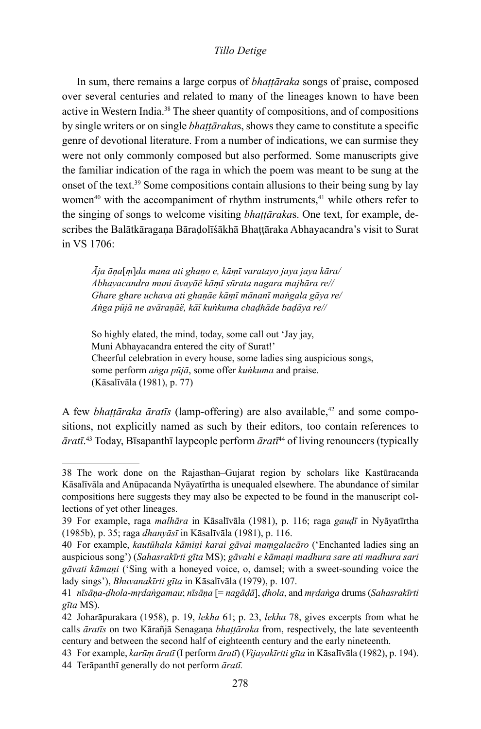In sum, there remains a large corpus of *bhaṭṭāraka* songs of praise, composed over several centuries and related to many of the lineages known to have been active in Western India.[38] The sheer quantity of compositions, and of compositions by single writers or on single *bhaṭṭāraka*s, shows they came to constitute a specific genre of devotional literature. From a number of indications, we can surmise they were not only commonly composed but also performed. Some manuscripts give the familiar indication of the raga in which the poem was meant to be sung at the onset of the text.[39] Some compositions contain allusions to their being sung by lay women[40] with the accompaniment of rhythm instruments,[41] while others refer to the singing of songs to welcome visiting *bhaṭṭāraka*s. One text, for example, describes the Balātkāragaṇa Bāraḍolīśākhā Bhaṭṭāraka Abhayacandra's visit to Surat in VS 1706:

> *Āja āṇa[ṃ]da mana ati ghaṇo e, kāṃī varatayo jaya jaya kāra/*
> *Abhayacandra muni āvayāë kāṃī sūrata nagara majhāra re//*
> *Ghare ghare uchava ati ghaṇāe kāṃī mānanī maṅgala gāya re/*
> *Aṅga pūjā ne avāraṇāë, kāī kuṅkuma chaḍhāde baḍāya re//*
>
> So highly elated, the mind, today, some call out 'Jay jay,
> Muni Abhayacandra entered the city of Surat!'
> Cheerful celebration in every house, some ladies sing auspicious songs,
> some perform *aṅga pūjā*, some offer *kuṅkuma* and praise.
> (Kāsalīvāla (1981), p. 77)

A few *bhaṭṭāraka āratīs* (lamp-offering) are also available,[42] and some compositions, not explicitly named as such by their editors, too contain references to *āratī*.[43] Today, Bīsapanthī laypeople perform *āratī*[44] of living renouncers (typically

---

38 The work done on the Rajasthan–Gujarat region by scholars like Kastūracanda Kāsalīvāla and Anūpacanda Nyāyatīrtha is unequaled elsewhere. The abundance of similar compositions here suggests they may also be expected to be found in the manuscript collections of yet other lineages.

39 For example, raga *malhāra* in Kāsalīvāla (1981), p. 116; raga *gauḍī* in Nyāyatīrtha (1985b), p. 35; raga *dhanyāsī* in Kāsalīvāla (1981), p. 116.

40 For example, *kautūhala kāmiṇi karai gāvai maṃgalacāro* ('Enchanted ladies sing an auspicious song') (*Sahasrakīrti gīta* MS); *gāvahi e kāmaṇi madhura sare ati madhura sari gāvati kāmaṇi* ('Sing with a honeyed voice, o, damsel; with a sweet-sounding voice the lady sings'), *Bhuvanakīrti gīta* in Kāsalīvāla (1979), p. 107.

41 *nīsāṇa-ḍhola-mṛdaṅgamau*; *nīsāṇa* [= *nagāḍā*], *ḍhola*, and *mṛdaṅga* drums (*Sahasrakīrti gīta* MS).

42 Joharāpurakara (1958), p. 19, *lekha* 61; p. 23, *lekha* 78, gives excerpts from what he calls *āratīs* on two Kārañjā Senagaṇa *bhaṭṭāraka* from, respectively, the late seventeenth century and between the second half of eighteenth century and the early nineteenth.

43 For example, *karūṃ āratī* (I perform *āratī*) (*Vijayakīrtti gīta* in Kāsalīvāla (1982), p. 194).

44 Terāpanthī generally do not perform *āratī.*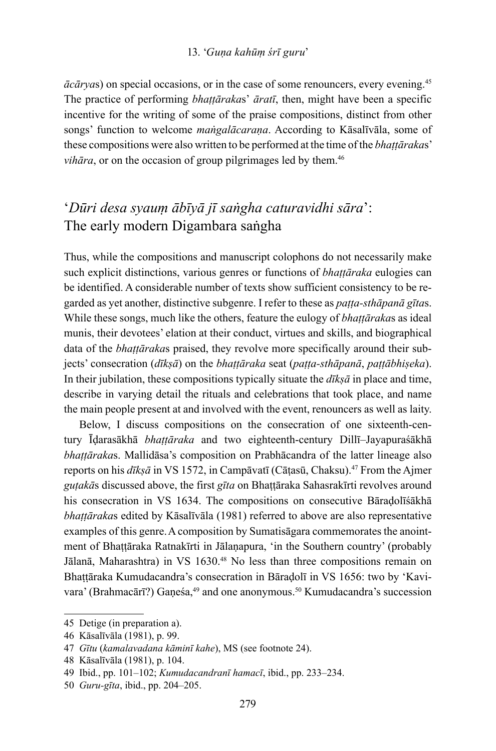*ācārya*s) on special occasions, or in the case of some renouncers, every evening.[45] The practice of performing *bhaṭṭāraka*s' *āratī*, then, might have been a specific incentive for the writing of some of the praise compositions, distinct from other songs' function to welcome *maṅgalācaraṇa*. According to Kāsalīvāla, some of these compositions were also written to be performed at the time of the *bhaṭṭāraka*s' *vihāra*, or on the occasion of group pilgrimages led by them.[46]

## '*Dūri desa syauṃ ābīyā jī saṅgha caturavidhi sāra*': The early modern Digambara saṅgha

Thus, while the compositions and manuscript colophons do not necessarily make such explicit distinctions, various genres or functions of *bhaṭṭāraka* eulogies can be identified. A considerable number of texts show sufficient consistency to be regarded as yet another, distinctive subgenre. I refer to these as *paṭṭa-sthāpanā gīta*s. While these songs, much like the others, feature the eulogy of *bhaṭṭāraka*s as ideal munis, their devotees' elation at their conduct, virtues and skills, and biographical data of the *bhaṭṭāraka*s praised, they revolve more specifically around their subjects' consecration (*dīkṣā*) on the *bhaṭṭāraka* seat (*paṭṭa-sthāpanā*, *paṭṭābhiṣeka*). In their jubilation, these compositions typically situate the *dīkṣā* in place and time, describe in varying detail the rituals and celebrations that took place, and name the main people present at and involved with the event, renouncers as well as laity.

Below, I discuss compositions on the consecration of one sixteenth-century Īḍarasākhā *bhaṭṭāraka* and two eighteenth-century Dillī–Jayapuraśākhā *bhaṭṭāraka*s. Mallidāsa's composition on Prabhācandra of the latter lineage also reports on his *dīkṣā* in VS 1572, in Campāvatī (Cāṭasū, Chaksu).[47] From the Ajmer *guṭakā*s discussed above, the first *gīta* on Bhaṭṭāraka Sahasrakīrti revolves around his consecration in VS 1634. The compositions on consecutive Bāraḍolīśākhā *bhaṭṭāraka*s edited by Kāsalīvāla (1981) referred to above are also representative examples of this genre. A composition by Sumatisāgara commemorates the anointment of Bhaṭṭāraka Ratnakīrti in Jālaṇapura, 'in the Southern country' (probably Jālanā, Maharashtra) in VS 1630.[48] No less than three compositions remain on Bhaṭṭāraka Kumudacandra's consecration in Bāraḍolī in VS 1656: two by 'Kavivara' (Brahmacārī?) Gaṇeśa,[49] and one anonymous.[50] Kumudacandra's succession

---

45 Detige (in preparation a).

46 Kāsalīvāla (1981), p. 99.

47 *Gītu* (*kamalavadana kāminī kahe*), MS (see footnote 24).

48 Kāsalīvāla (1981), p. 104.

49 Ibid., pp. 101–102; *Kumudacandranī hamacī*, ibid., pp. 233–234.

50 *Guru-gīta*, ibid., pp. 204–205.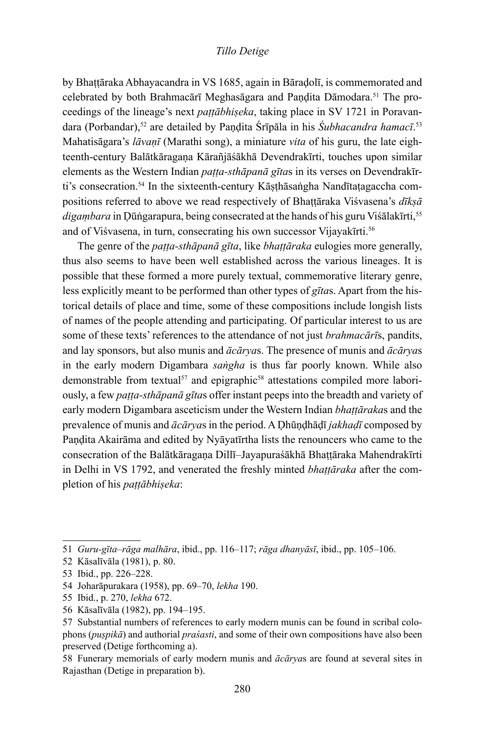by Bhaṭṭāraka Abhayacandra in VS 1685, again in Bāraḍolī, is commemorated and celebrated by both Brahmacārī Meghasāgara and Paṇḍita Dāmodara.[51] The proceedings of the lineage's next *paṭṭābhiṣeka*, taking place in SV 1721 in Poravandara (Porbandar),[52] are detailed by Paṇḍita Śrīpāla in his *Śubhacandra hamacī*.[53] Mahatisāgara's *lāvaṇī* (Marathi song), a miniature *vita* of his guru, the late eighteenth-century Balātkāragaṇa Kārañjāśākhā Devendrakīrti, touches upon similar elements as the Western Indian *paṭṭa-sthāpanā gīta*s in its verses on Devendrakīrti's consecration.[54] In the sixteenth-century Kāṣṭhāsaṅgha Nandītaṭagaccha compositions referred to above we read respectively of Bhaṭṭāraka Viśvasena's *dīkṣā digaṃbara* in Ḍūṅgarapura, being consecrated at the hands of his guru Viśālakīrti,[55] and of Viśvasena, in turn, consecrating his own successor Vijayakīrti.[56]

The genre of the *paṭṭa-sthāpanā gīta*, like *bhaṭṭāraka* eulogies more generally, thus also seems to have been well established across the various lineages. It is possible that these formed a more purely textual, commemorative literary genre, less explicitly meant to be performed than other types of *gīta*s. Apart from the historical details of place and time, some of these compositions include longish lists of names of the people attending and participating. Of particular interest to us are some of these texts' references to the attendance of not just *brahmacārī*s, pandits, and lay sponsors, but also munis and *ācārya*s. The presence of munis and *ācārya*s in the early modern Digambara *saṅgha* is thus far poorly known. While also demonstrable from textual[57] and epigraphic[58] attestations compiled more laboriously, a few *paṭṭa-sthāpanā gīta*s offer instant peeps into the breadth and variety of early modern Digambara asceticism under the Western Indian *bhaṭṭāraka*s and the prevalence of munis and *ācārya*s in the period. A Ḍhūṇḍhāḍī *jakhaḍī* composed by Paṇḍita Akairāma and edited by Nyāyatīrtha lists the renouncers who came to the consecration of the Balātkāragaṇa Dillī–Jayapuraśākhā Bhaṭṭāraka Mahendrakīrti in Delhi in VS 1792, and venerated the freshly minted *bhaṭṭāraka* after the completion of his *paṭṭābhiṣeka*:

---

51 *Guru-gīta–rāga malhāra*, ibid., pp. 116–117; *rāga dhanyāsī*, ibid., pp. 105–106.

52 Kāsalīvāla (1981), p. 80.

53 Ibid., pp. 226–228.

54 Joharāpurakara (1958), pp. 69–70, *lekha* 190.

55 Ibid., p. 270, *lekha* 672.

56 Kāsalīvāla (1982), pp. 194–195.

57 Substantial numbers of references to early modern munis can be found in scribal colophons (*puṣpikā*) and authorial *praśasti*, and some of their own compositions have also been preserved (Detige forthcoming a).

58 Funerary memorials of early modern munis and *ācārya*s are found at several sites in Rajasthan (Detige in preparation b).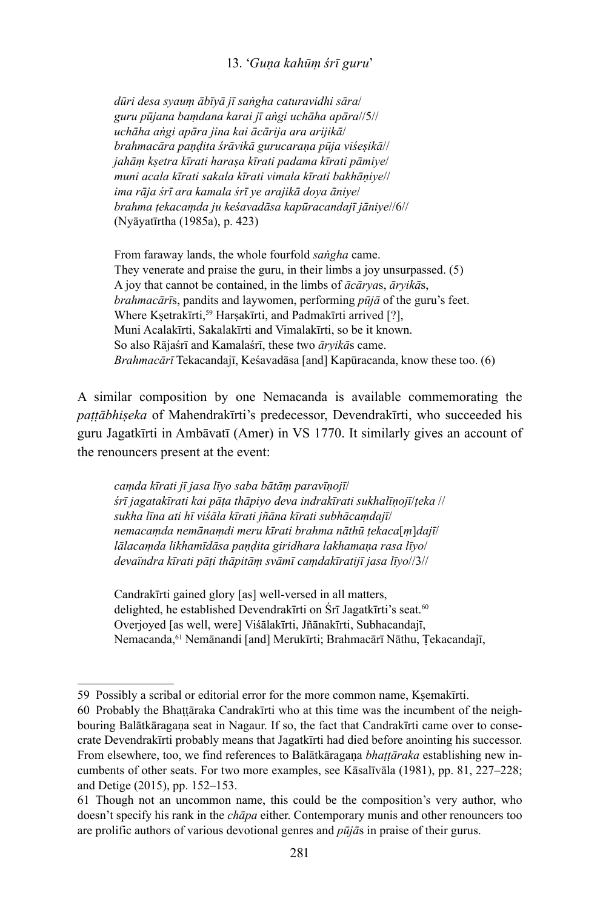*dūri desa syauṃ ābīyā jī saṅgha caturavidhi sāra/*
*guru pūjana baṃdana karai jī aṅgi uchāha apāra//5//*
*uchāha aṅgi apāra jina kai ācārija ara arijikā/*
*brahmacāra paṇḍita śrāvikā gurucaraṇa pūja viśeṣikā//*
*jahāṃ kṣetra kīrati haraṣa kīrati padama kīrati pāmiye/*
*muni acala kīrati sakala kīrati vimala kīrati bakhāṇiye//*
*ima rāja śrī ara kamala śrī ye arajikā doya āniye/*
*brahma ṭekacaṃda ju keśavadāsa kapūracandajī jāniye//6//*
(Nyāyatīrtha (1985a), p. 423)

From faraway lands, the whole fourfold *saṅgha* came.
They venerate and praise the guru, in their limbs a joy unsurpassed. (5)
A joy that cannot be contained, in the limbs of *ācārya*s, *āryikā*s,
*brahmacārī*s, pandits and laywomen, performing *pūjā* of the guru's feet.
Where Kṣetrakīrti,[59] Harṣakīrti, and Padmakīrti arrived [?],
Muni Acalakīrti, Sakalakīrti and Vimalakīrti, so be it known.
So also Rājaśrī and Kamalaśrī, these two *āryikā*s came.
*Brahmacārī* Tekacandajī, Keśavadāsa [and] Kapūracanda, know these too. (6)

A similar composition by one Nemacanda is available commemorating the *paṭṭābhiṣeka* of Mahendrakīrti's predecessor, Devendrakīrti, who succeeded his guru Jagatkīrti in Ambāvatī (Amer) in VS 1770. It similarly gives an account of the renouncers present at the event:

*caṃda kīrati jī jasa līyo saba bātāṃ paravīṇojī/*
*śrī jagatakīrati kai pāṭa thāpiyo deva indrakīrati sukhalīṇojī/ṭeka //*
*sukha līna ati hī viśāla kīrati jñāna kīrati subhācaṃdajī/*
*nemacaṃda nemānaṃdi meru kīrati brahma nāthū ṭekaca[ṃ]dajī/*
*lālacaṃda likhamīdāsa paṇḍita giridhara lakhamaṇa rasa līyo/*
*devaïndra kīrati pāṭi thāpitāṃ svāmī caṃdakīratijī jasa līyo//3//*

Candrakīrti gained glory [as] well-versed in all matters,
delighted, he established Devendrakīrti on Śrī Jagatkīrti's seat.[60]
Overjoyed [as well, were] Viśālakīrti, Jñānakīrti, Subhacandajī,
Nemacanda,[61] Nemānandi [and] Merukīrti; Brahmacārī Nāthu, Ṭekacandajī,

---

59 Possibly a scribal or editorial error for the more common name, Kṣemakīrti.

60 Probably the Bhaṭṭāraka Candrakīrti who at this time was the incumbent of the neighbouring Balātkāragaṇa seat in Nagaur. If so, the fact that Candrakīrti came over to consecrate Devendrakīrti probably means that Jagatkīrti had died before anointing his successor. From elsewhere, too, we find references to Balātkāragaṇa *bhaṭṭāraka* establishing new incumbents of other seats. For two more examples, see Kāsalīvāla (1981), pp. 81, 227–228; and Detige (2015), pp. 152–153.

61 Though not an uncommon name, this could be the composition's very author, who doesn't specify his rank in the *chāpa* either. Contemporary munis and other renouncers too are prolific authors of various devotional genres and *pūjā*s in praise of their gurus.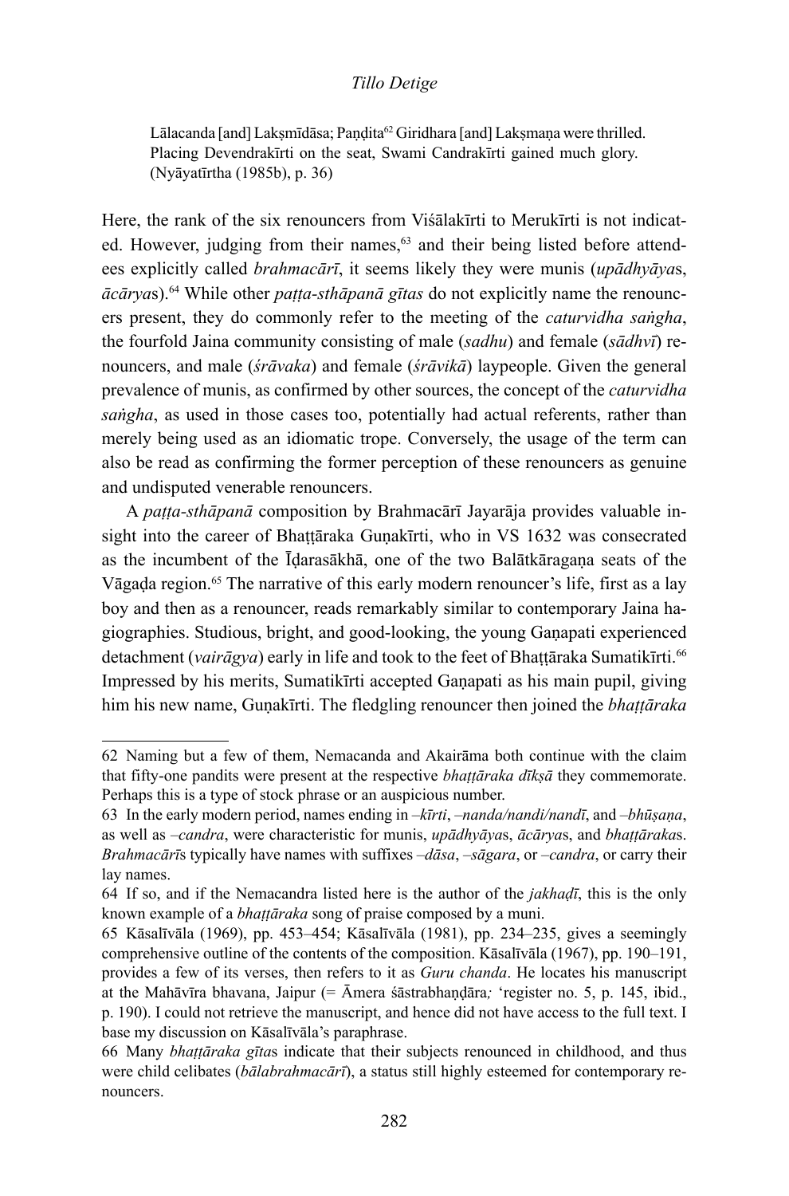> Lālacanda [and] Lakṣmīdāsa; Paṇḍita[62] Giridhara [and] Lakṣmaṇa were thrilled. Placing Devendrakīrti on the seat, Swami Candrakīrti gained much glory. (Nyāyatīrtha (1985b), p. 36)

Here, the rank of the six renouncers from Viśālakīrti to Merukīrti is not indicated. However, judging from their names,[63] and their being listed before attendees explicitly called *brahmacārī*, it seems likely they were munis (*upādhyāya*s, *ācārya*s).[64] While other *paṭṭa-sthāpanā gītas* do not explicitly name the renouncers present, they do commonly refer to the meeting of the *caturvidha saṅgha*, the fourfold Jaina community consisting of male (*sadhu*) and female (*sādhvī*) renouncers, and male (*śrāvaka*) and female (*śrāvikā*) laypeople. Given the general prevalence of munis, as confirmed by other sources, the concept of the *caturvidha saṅgha*, as used in those cases too, potentially had actual referents, rather than merely being used as an idiomatic trope. Conversely, the usage of the term can also be read as confirming the former perception of these renouncers as genuine and undisputed venerable renouncers.

A *paṭṭa-sthāpanā* composition by Brahmacārī Jayarāja provides valuable insight into the career of Bhaṭṭāraka Guṇakīrti, who in VS 1632 was consecrated as the incumbent of the Īḍarasākhā, one of the two Balātkāragaṇa seats of the Vāgaḍa region.[65] The narrative of this early modern renouncer's life, first as a lay boy and then as a renouncer, reads remarkably similar to contemporary Jaina hagiographies. Studious, bright, and good-looking, the young Gaṇapati experienced detachment (*vairāgya*) early in life and took to the feet of Bhaṭṭāraka Sumatikīrti.[66] Impressed by his merits, Sumatikīrti accepted Gaṇapati as his main pupil, giving him his new name, Guṇakīrti. The fledgling renouncer then joined the *bhaṭṭāraka*

---

62 Naming but a few of them, Nemacanda and Akairāma both continue with the claim that fifty-one pandits were present at the respective *bhaṭṭāraka dīkṣā* they commemorate. Perhaps this is a type of stock phrase or an auspicious number.

63 In the early modern period, names ending in *–kīrti*, *–nanda/nandi/nandī*, and *–bhūṣaṇa*, as well as *–candra*, were characteristic for munis, *upādhyāya*s, *ācārya*s, and *bhaṭṭāraka*s. *Brahmacārī*s typically have names with suffixes *–dāsa*, *–sāgara*, or *–candra*, or carry their lay names.

64 If so, and if the Nemacandra listed here is the author of the *jakhaḍī*, this is the only known example of a *bhaṭṭāraka* song of praise composed by a muni.

65 Kāsalīvāla (1969), pp. 453–454; Kāsalīvāla (1981), pp. 234–235, gives a seemingly comprehensive outline of the contents of the composition. Kāsalīvāla (1967), pp. 190–191, provides a few of its verses, then refers to it as *Guru chanda*. He locates his manuscript at the Mahāvīra bhavana, Jaipur (= Āmera śāstrabhaṇḍāra*;* 'register no. 5, p. 145, ibid., p. 190). I could not retrieve the manuscript, and hence did not have access to the full text. I base my discussion on Kāsalīvāla's paraphrase.

66 Many *bhaṭṭāraka gīta*s indicate that their subjects renounced in childhood, and thus were child celibates (*bālabrahmacārī*), a status still highly esteemed for contemporary renouncers.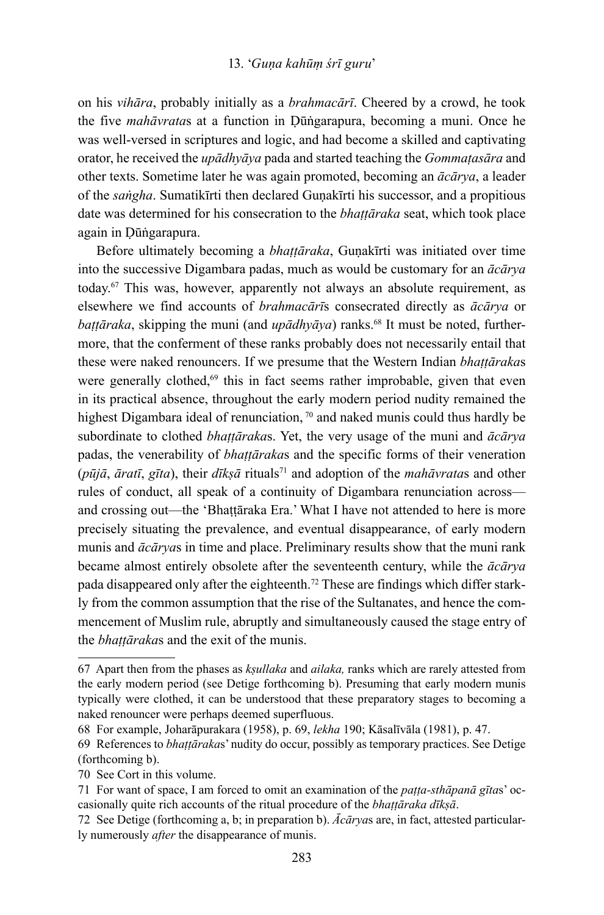on his *vihāra*, probably initially as a *brahmacārī*. Cheered by a crowd, he took the five *mahāvrata*s at a function in Ḍūṅgarapura, becoming a muni. Once he was well-versed in scriptures and logic, and had become a skilled and captivating orator, he received the *upādhyāya* pada and started teaching the *Gommaṭasāra* and other texts. Sometime later he was again promoted, becoming an *ācārya*, a leader of the *saṅgha*. Sumatikīrti then declared Guṇakīrti his successor, and a propitious date was determined for his consecration to the *bhaṭṭāraka* seat, which took place again in Ḍūṅgarapura.

Before ultimately becoming a *bhaṭṭāraka*, Guṇakīrti was initiated over time into the successive Digambara padas, much as would be customary for an *ācārya* today.[67] This was, however, apparently not always an absolute requirement, as elsewhere we find accounts of *brahmacārī*s consecrated directly as *ācārya* or *baṭṭāraka*, skipping the muni (and *upādhyāya*) ranks.[68] It must be noted, furthermore, that the conferment of these ranks probably does not necessarily entail that these were naked renouncers. If we presume that the Western Indian *bhaṭṭāraka*s were generally clothed,[69] this in fact seems rather improbable, given that even in its practical absence, throughout the early modern period nudity remained the highest Digambara ideal of renunciation, [70] and naked munis could thus hardly be subordinate to clothed *bhaṭṭāraka*s. Yet, the very usage of the muni and *ācārya* padas, the venerability of *bhaṭṭāraka*s and the specific forms of their veneration (*pūjā*, *āratī*, *gīta*), their *dīkṣā* rituals[71] and adoption of the *mahāvrata*s and other rules of conduct, all speak of a continuity of Digambara renunciation across—and crossing out—the 'Bhaṭṭāraka Era.' What I have not attended to here is more precisely situating the prevalence, and eventual disappearance, of early modern munis and *ācārya*s in time and place. Preliminary results show that the muni rank became almost entirely obsolete after the seventeenth century, while the *ācārya* pada disappeared only after the eighteenth.[72] These are findings which differ starkly from the common assumption that the rise of the Sultanates, and hence the commencement of Muslim rule, abruptly and simultaneously caused the stage entry of the *bhaṭṭāraka*s and the exit of the munis.

---

67 Apart then from the phases as *kṣullaka* and *ailaka,* ranks which are rarely attested from the early modern period (see Detige forthcoming b). Presuming that early modern munis typically were clothed, it can be understood that these preparatory stages to becoming a naked renouncer were perhaps deemed superfluous.

68 For example, Joharāpurakara (1958), p. 69, *lekha* 190; Kāsalīvāla (1981), p. 47.

69 References to *bhaṭṭāraka*s' nudity do occur, possibly as temporary practices. See Detige (forthcoming b).

70 See Cort in this volume.

71 For want of space, I am forced to omit an examination of the *paṭṭa-sthāpanā gīta*s' occasionally quite rich accounts of the ritual procedure of the *bhaṭṭāraka dīkṣā*.

72 See Detige (forthcoming a, b; in preparation b). *Ācārya*s are, in fact, attested particularly numerously *after* the disappearance of munis.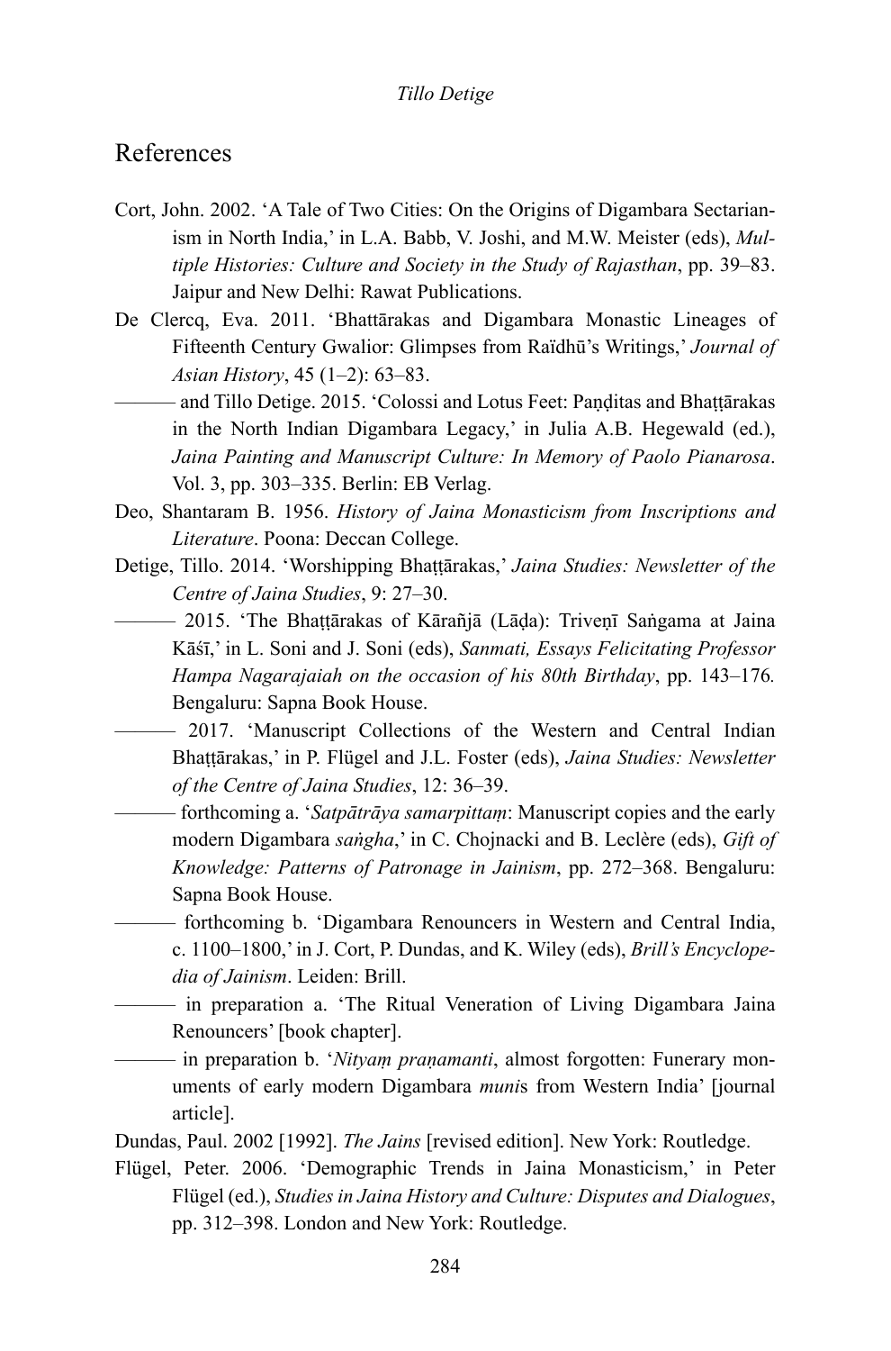## References

Cort, John. 2002. 'A Tale of Two Cities: On the Origins of Digambara Sectarianism in North India,' in L.A. Babb, V. Joshi, and M.W. Meister (eds), *Multiple Histories: Culture and Society in the Study of Rajasthan*, pp. 39–83. Jaipur and New Delhi: Rawat Publications.

De Clercq, Eva. 2011. 'Bhattārakas and Digambara Monastic Lineages of Fifteenth Century Gwalior: Glimpses from Raïdhū's Writings,' *Journal of Asian History*, 45 (1–2): 63–83.

——— and Tillo Detige. 2015. 'Colossi and Lotus Feet: Paṇḍitas and Bhaṭṭārakas in the North Indian Digambara Legacy,' in Julia A.B. Hegewald (ed.), *Jaina Painting and Manuscript Culture: In Memory of Paolo Pianarosa*. Vol. 3, pp. 303–335. Berlin: EB Verlag.

Deo, Shantaram B. 1956. *History of Jaina Monasticism from Inscriptions and Literature*. Poona: Deccan College.

Detige, Tillo. 2014. 'Worshipping Bhaṭṭārakas,' *Jaina Studies: Newsletter of the Centre of Jaina Studies*, 9: 27–30.

——— 2015. 'The Bhaṭṭārakas of Kārañjā (Lāḍa): Triveṇī Saṅgama at Jaina Kāśī,' in L. Soni and J. Soni (eds), *Sanmati, Essays Felicitating Professor Hampa Nagarajaiah on the occasion of his 80th Birthday*, pp. 143–176. Bengaluru: Sapna Book House.

——— 2017. 'Manuscript Collections of the Western and Central Indian Bhaṭṭārakas,' in P. Flügel and J.L. Foster (eds), *Jaina Studies: Newsletter of the Centre of Jaina Studies*, 12: 36–39.

——— forthcoming a. '*Satpātrāya samarpittaṃ*: Manuscript copies and the early modern Digambara *saṅgha*,' in C. Chojnacki and B. Leclère (eds), *Gift of Knowledge: Patterns of Patronage in Jainism*, pp. 272–368. Bengaluru: Sapna Book House.

——— forthcoming b. 'Digambara Renouncers in Western and Central India, c. 1100–1800,' in J. Cort, P. Dundas, and K. Wiley (eds), *Brill's Encyclopedia of Jainism*. Leiden: Brill.

——— in preparation a. 'The Ritual Veneration of Living Digambara Jaina Renouncers' [book chapter].

——— in preparation b. '*Nityaṃ praṇamanti*, almost forgotten: Funerary monuments of early modern Digambara *muni*s from Western India' [journal article].

Dundas, Paul. 2002 [1992]. *The Jains* [revised edition]. New York: Routledge.

Flügel, Peter. 2006. 'Demographic Trends in Jaina Monasticism,' in Peter Flügel (ed.), *Studies in Jaina History and Culture: Disputes and Dialogues*, pp. 312–398. London and New York: Routledge.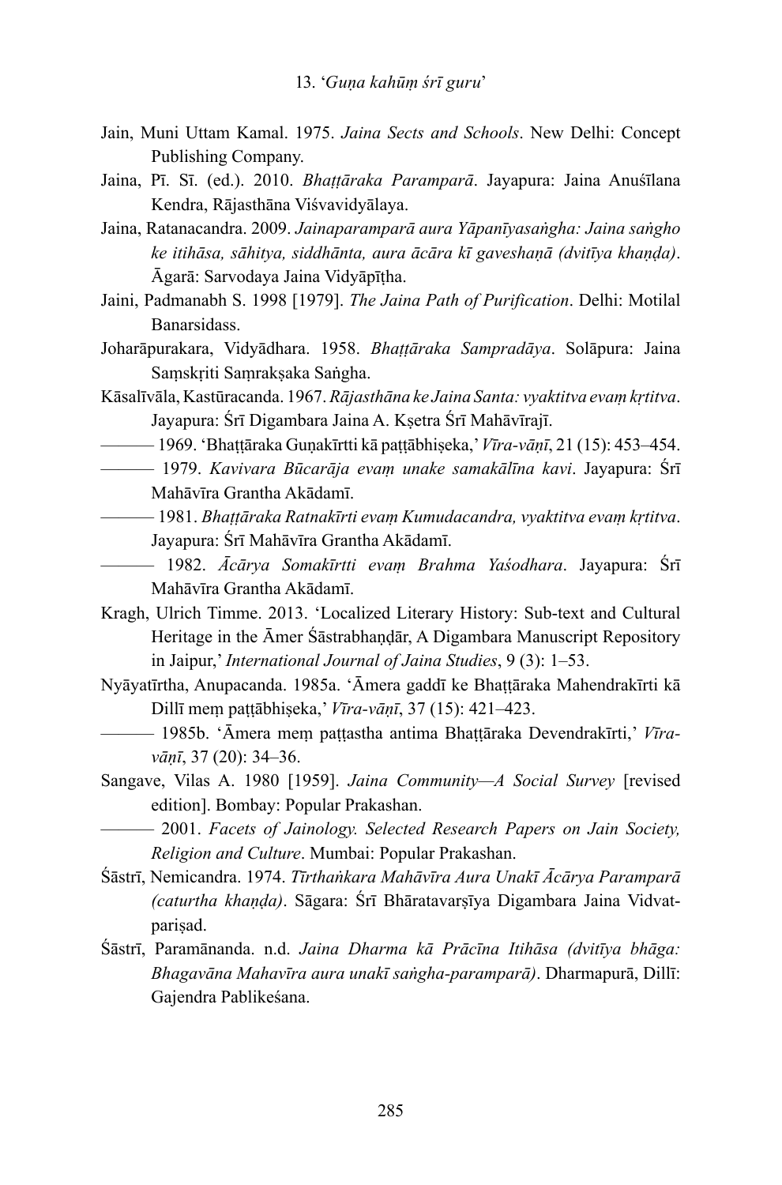Jain, Muni Uttam Kamal. 1975. *Jaina Sects and Schools*. New Delhi: Concept Publishing Company.

Jaina, Pī. Sī. (ed.). 2010. *Bhaṭṭāraka Paramparā*. Jayapura: Jaina Anuśīlana Kendra, Rājasthāna Viśvavidyālaya.

Jaina, Ratanacandra. 2009. *Jainaparamparā aura Yāpanīyasaṅgha: Jaina saṅgho ke itihāsa, sāhitya, siddhānta, aura ācāra kī gaveshaṇā (dvitīya khaṇḍa)*. Āgarā: Sarvodaya Jaina Vidyāpīṭha.

Jaini, Padmanabh S. 1998 [1979]. *The Jaina Path of Purification*. Delhi: Motilal Banarsidass.

Joharāpurakara, Vidyādhara. 1958. *Bhaṭṭāraka Sampradāya*. Solāpura: Jaina Saṃskṛiti Saṃrakṣaka Saṅgha.

Kāsalīvāla, Kastūracanda. 1967. *Rājasthāna ke Jaina Santa: vyaktitva evaṃ kṛtitva*. Jayapura: Śrī Digambara Jaina A. Kṣetra Śrī Mahāvīrajī.

——— 1969. 'Bhaṭṭāraka Guṇakīrtti kā paṭṭābhiṣeka,' *Vīra-vāṇī*, 21 (15): 453–454.

——— 1979. *Kavivara Būcarāja evaṃ unake samakālīna kavi*. Jayapura: Śrī Mahāvīra Grantha Akādamī.

——— 1981. *Bhaṭṭāraka Ratnakīrti evaṃ Kumudacandra, vyaktitva evaṃ kṛtitva*. Jayapura: Śrī Mahāvīra Grantha Akādamī.

——— 1982. *Ācārya Somakīrtti evaṃ Brahma Yaśodhara*. Jayapura: Śrī Mahāvīra Grantha Akādamī.

Kragh, Ulrich Timme. 2013. 'Localized Literary History: Sub-text and Cultural Heritage in the Āmer Śāstrabhaṇḍār, A Digambara Manuscript Repository in Jaipur,' *International Journal of Jaina Studies*, 9 (3): 1–53.

Nyāyatīrtha, Anupacanda. 1985a. 'Āmera gaddī ke Bhaṭṭāraka Mahendrakīrti kā Dillī meṃ paṭṭābhiṣeka,' *Vīra-vāṇī*, 37 (15): 421–423.

——— 1985b. 'Āmera meṃ paṭṭastha antima Bhaṭṭāraka Devendrakīrti,' *Vīra-vāṇī*, 37 (20): 34–36.

Sangave, Vilas A. 1980 [1959]. *Jaina Community—A Social Survey* [revised edition]. Bombay: Popular Prakashan.

——— 2001. *Facets of Jainology. Selected Research Papers on Jain Society, Religion and Culture*. Mumbai: Popular Prakashan.

Śāstrī, Nemicandra. 1974. *Tīrthaṅkara Mahāvīra Aura Unakī Ācārya Paramparā (caturtha khaṇḍa)*. Sāgara: Śrī Bhāratavarṣīya Digambara Jaina Vidvatpariṣad.

Śāstrī, Paramānanda. n.d. *Jaina Dharma kā Prācīna Itihāsa (dvitīya bhāga: Bhagavāna Mahavīra aura unakī saṅgha-paramparā)*. Dharmapurā, Dillī: Gajendra Pablikeśana.